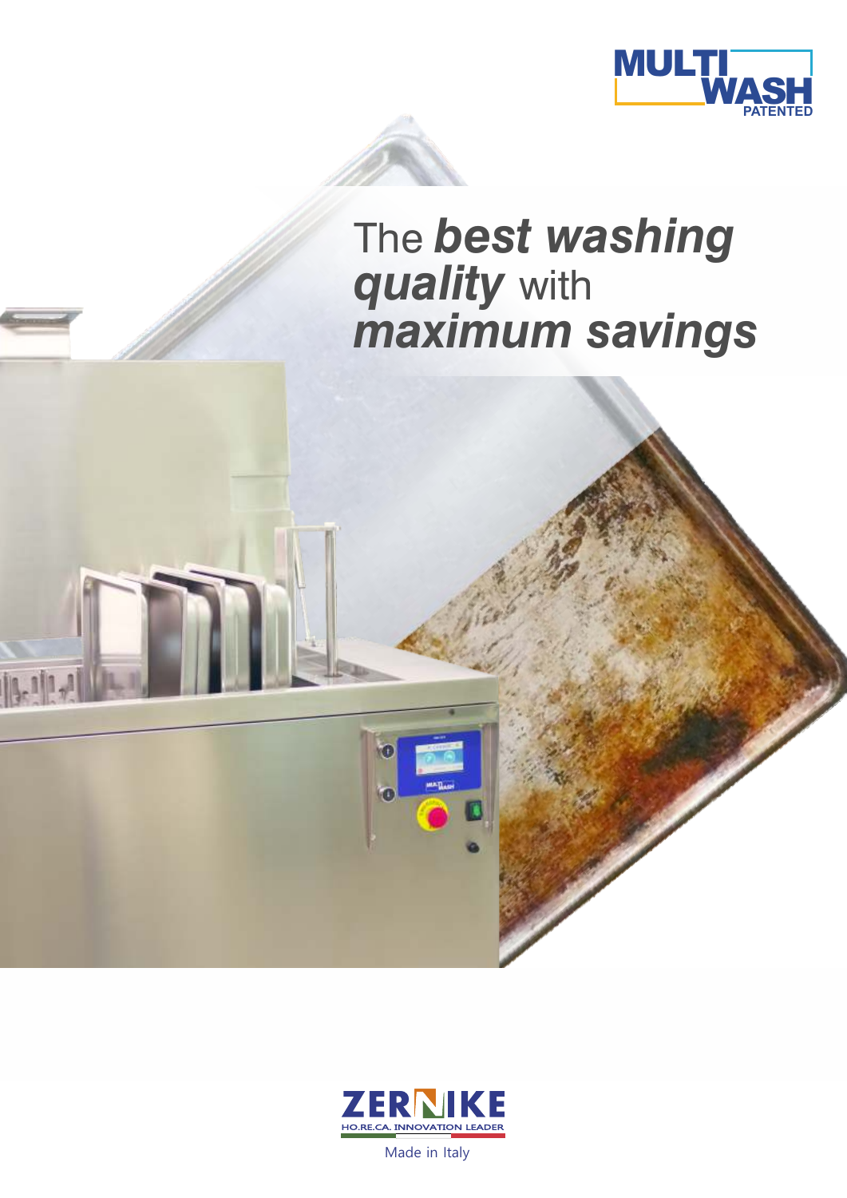MULTI WASH PATENTED

# The ***best washing quality*** with ***maximum savings***

ZERNIKE

HO.RE.CA. INNOVATION LEADER

Made in Italy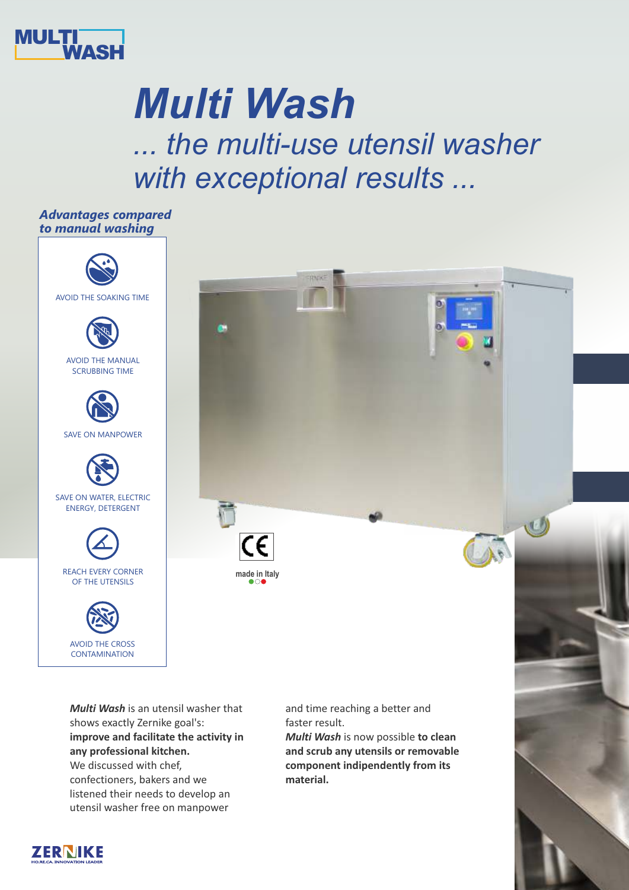# Multi Wash

## ... the multi-use utensil washer with exceptional results ...

### *Advantages compared to manual washing*

- AVOID THE SOAKING TIME
- AVOID THE MANUAL SCRUBBING TIME
- SAVE ON MANPOWER
- SAVE ON WATER, ELECTRIC ENERGY, DETERGENT
- REACH EVERY CORNER OF THE UTENSILS
- AVOID THE CROSS CONTAMINATION

made in Italy

***Multi Wash*** is an utensil washer that shows exactly Zernike goal's: **improve and facilitate the activity in any professional kitchen.** We discussed with chef, confectioners, bakers and we listened their needs to develop an utensil washer free on manpower and time reaching a better and faster result.

***Multi Wash*** is now possible **to clean and scrub any utensils or removable component indipendently from its material.**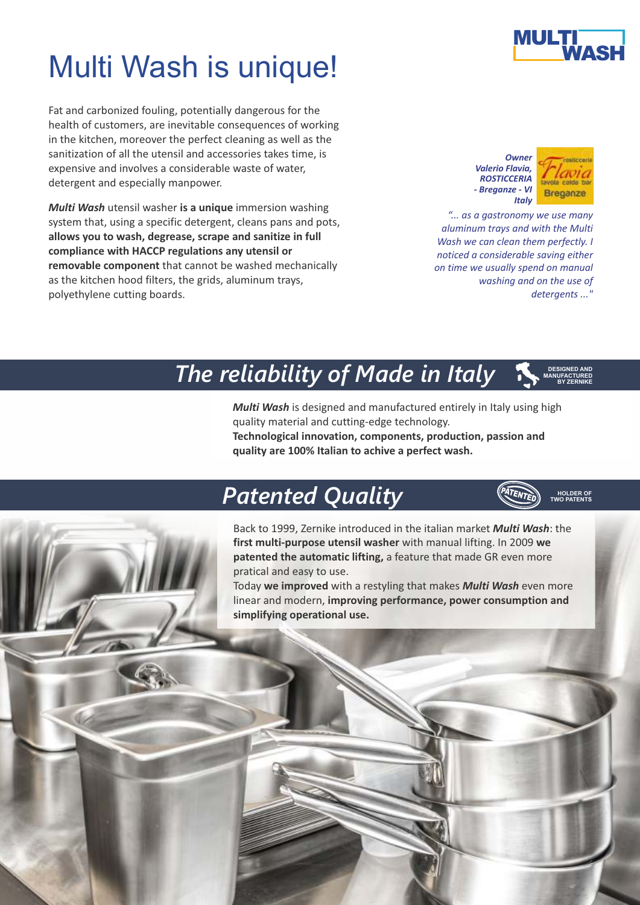# Multi Wash is unique!

MULTI WASH

Fat and carbonized fouling, potentially dangerous for the health of customers, are inevitable consequences of working in the kitchen, moreover the perfect cleaning as well as the sanitization of all the utensil and accessories takes time, is expensive and involves a considerable waste of water, detergent and especially manpower.

***Multi Wash*** utensil washer **is a unique** immersion washing system that, using a specific detergent, cleans pans and pots, **allows you to wash, degrease, scrape and sanitize in full compliance with HACCP regulations any utensil or removable component** that cannot be washed mechanically as the kitchen hood filters, the grids, aluminum trays, polyethylene cutting boards.

***Owner Valerio Flavia, ROSTICCERIA - Breganze - VI Italy***

rosticceria Flavia tavola calda bar Breganze

*"... as a gastronomy we use many aluminum trays and with the Multi Wash we can clean them perfectly. I noticed a considerable saving either on time we usually spend on manual washing and on the use of detergents ..."*

## *The reliability of Made in Italy*

DESIGNED AND MANUFACTURED BY ZERNIKE

***Multi Wash*** is designed and manufactured entirely in Italy using high quality material and cutting-edge technology.
**Technological innovation, components, production, passion and quality are 100% Italian to achive a perfect wash.**

## *Patented Quality*

PATENTED — HOLDER OF TWO PATENTS

Back to 1999, Zernike introduced in the italian market ***Multi Wash***: the **first multi-purpose utensil washer** with manual lifting. In 2009 **we patented the automatic lifting,** a feature that made GR even more pratical and easy to use.
Today **we improved** with a restyling that makes ***Multi Wash*** even more linear and modern, **improving performance, power consumption and simplifying operational use.**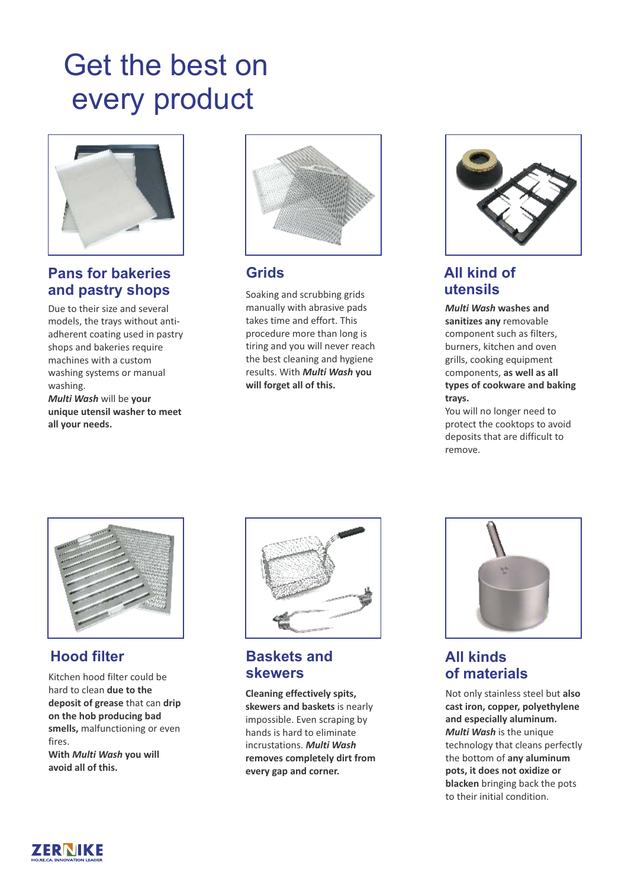# Get the best on every product

## Pans for bakeries and pastry shops

Due to their size and several models, the trays without anti-adherent coating used in pastry shops and bakeries require machines with a custom washing systems or manual washing.
***Multi Wash*** will be **your unique utensil washer to meet all your needs.**

## Grids

Soaking and scrubbing grids manually with abrasive pads takes time and effort. This procedure more than long is tiring and you will never reach the best cleaning and hygiene results. With ***Multi Wash* you will forget all of this.**

## All kind of utensils

***Multi Wash* washes and sanitizes any** removable component such as filters, burners, kitchen and oven grills, cooking equipment components, **as well as all types of cookware and baking trays.**
You will no longer need to protect the cooktops to avoid deposits that are difficult to remove.

## Hood filter

Kitchen hood filter could be hard to clean **due to the deposit of grease** that can **drip on the hob producing bad smells,** malfunctioning or even fires.
**With *Multi Wash* you will avoid all of this.**

## Baskets and skewers

**Cleaning effectively spits, skewers and baskets** is nearly impossible. Even scraping by hands is hard to eliminate incrustations. ***Multi Wash* removes completely dirt from every gap and corner.**

## All kinds of materials

Not only stainless steel but **also cast iron, copper, polyethylene and especially aluminum.**
***Multi Wash*** is the unique technology that cleans perfectly the bottom of **any aluminum pots, it does not oxidize or blacken** bringing back the pots to their initial condition.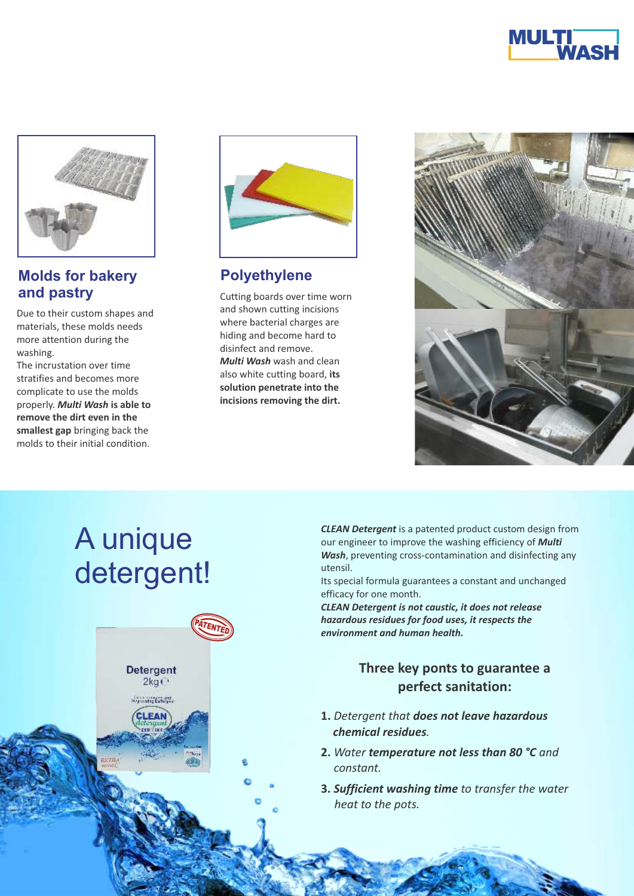## Molds for bakery and pastry

Due to their custom shapes and materials, these molds needs more attention during the washing.
The incrustation over time stratifies and becomes more complicate to use the molds properly. ***Multi Wash*** **is able to remove the dirt even in the smallest gap** bringing back the molds to their initial condition.

## Polyethylene

Cutting boards over time worn and shown cutting incisions where bacterial charges are hiding and become hard to disinfect and remove.
***Multi Wash*** wash and clean also white cutting board, **its solution penetrate into the incisions removing the dirt.**

# A unique detergent!

***CLEAN Detergent*** is a patented product custom design from our engineer to improve the washing efficiency of ***Multi Wash***, preventing cross-contamination and disinfecting any utensil.
Its special formula guarantees a constant and unchanged efficacy for one month.
***CLEAN Detergent is not caustic, it does not release hazardous residues for food uses, it respects the environment and human health.***

### Three key ponts to guarantee a perfect sanitation:

1. *Detergent that* ***does not leave hazardous chemical residues****.*
2. *Water* ***temperature not less than 80 °C*** *and constant.*
3. ***Sufficient washing time*** *to transfer the water heat to the pots.*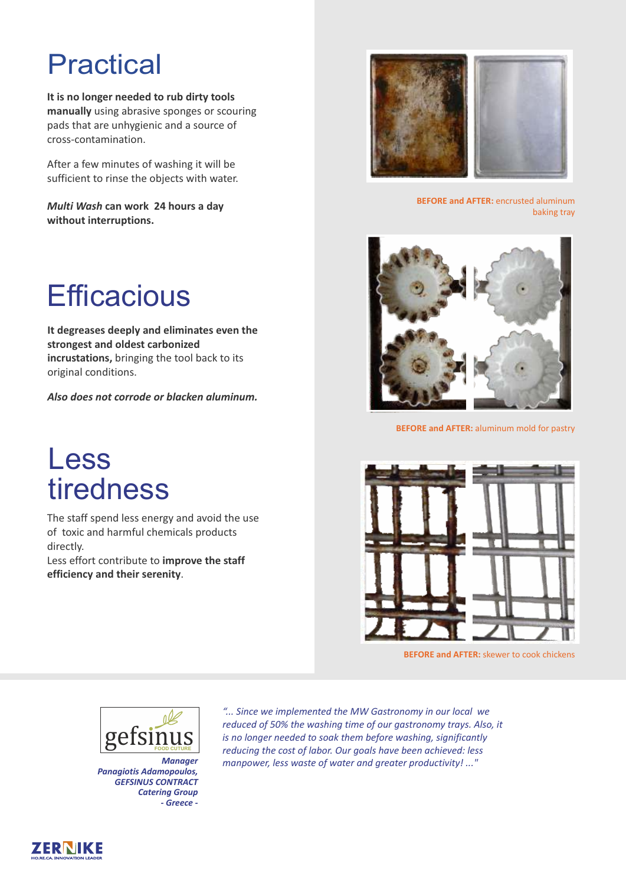# Practical

**It is no longer needed to rub dirty tools manually** using abrasive sponges or scouring pads that are unhygienic and a source of cross-contamination.

After a few minutes of washing it will be sufficient to rinse the objects with water.

***Multi Wash* can work 24 hours a day without interruptions.**

# Efficacious

**It degreases deeply and eliminates even the strongest and oldest carbonized incrustations,** bringing the tool back to its original conditions.

***Also does not corrode or blacken aluminum.***

# Less tiredness

The staff spend less energy and avoid the use of toxic and harmful chemicals products directly.
Less effort contribute to **improve the staff efficiency and their serenity**.

**BEFORE and AFTER:** encrusted aluminum baking tray

**BEFORE and AFTER:** aluminum mold for pastry

**BEFORE and AFTER:** skewer to cook chickens

*"... Since we implemented the MW Gastronomy in our local we reduced of 50% the washing time of our gastronomy trays. Also, it is no longer needed to soak them before washing, significantly reducing the cost of labor. Our goals have been achieved: less manpower, less waste of water and greater productivity! ..."*

***Manager Panagiotis Adamopoulos, GEFSINUS CONTRACT Catering Group - Greece -***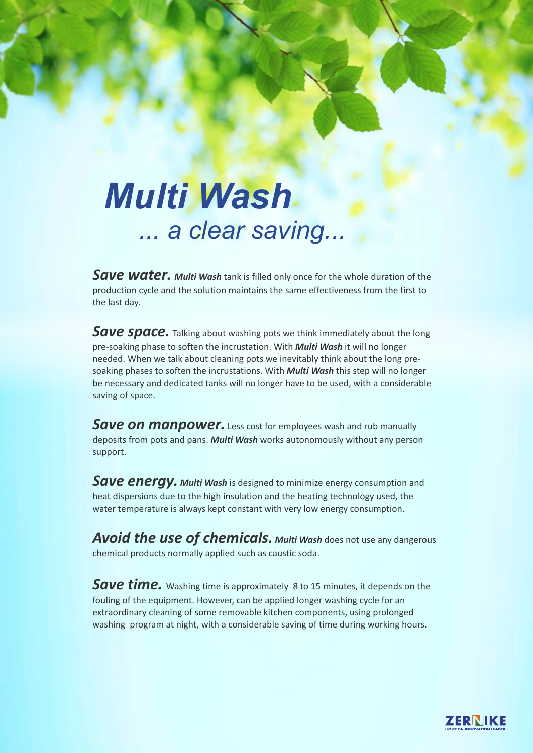# *Multi Wash*

## *... a clear saving...*

***Save water.*** ***Multi Wash*** tank is filled only once for the whole duration of the production cycle and the solution maintains the same effectiveness from the first to the last day.

***Save space.*** Talking about washing pots we think immediately about the long pre-soaking phase to soften the incrustation. With ***Multi Wash*** it will no longer needed. When we talk about cleaning pots we inevitably think about the long pre-soaking phases to soften the incrustations. With ***Multi Wash*** this step will no longer be necessary and dedicated tanks will no longer have to be used, with a considerable saving of space.

***Save on manpower.*** Less cost for employees wash and rub manually deposits from pots and pans. ***Multi Wash*** works autonomously without any person support.

***Save energy.*** ***Multi Wash*** is designed to minimize energy consumption and heat dispersions due to the high insulation and the heating technology used, the water temperature is always kept constant with very low energy consumption.

***Avoid the use of chemicals.*** ***Multi Wash*** does not use any dangerous chemical products normally applied such as caustic soda.

***Save time.*** Washing time is approximately 8 to 15 minutes, it depends on the fouling of the equipment. However, can be applied longer washing cycle for an extraordinary cleaning of some removable kitchen components, using prolonged washing program at night, with a considerable saving of time during working hours.

ZERNIKE
HO.RE.CA. INNOVATION LEADER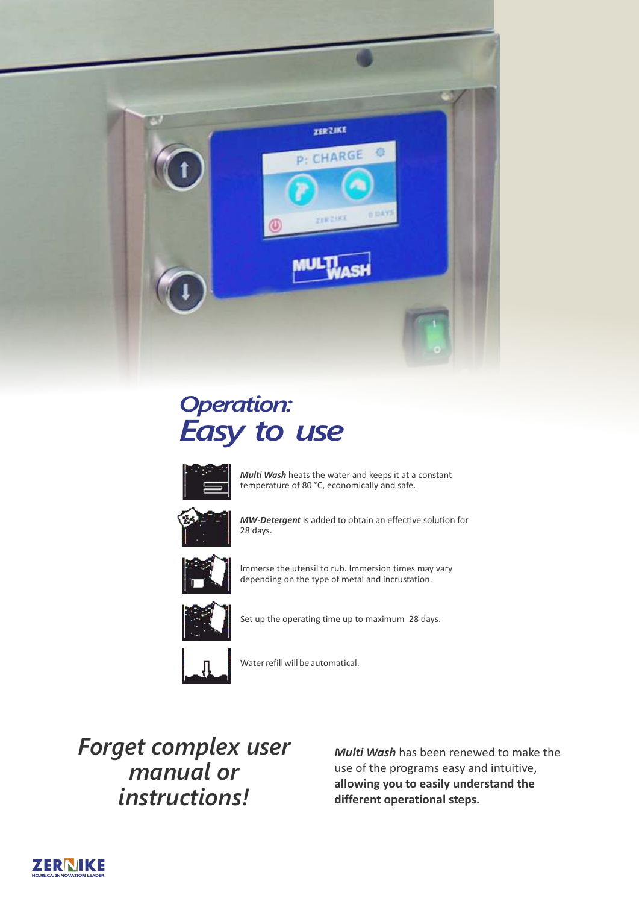# *Operation: Easy to use*

***Multi Wash*** heats the water and keeps it at a constant temperature of 80 °C, economically and safe.

***MW-Detergent*** is added to obtain an effective solution for 28 days.

Immerse the utensil to rub. Immersion times may vary depending on the type of metal and incrustation.

Set up the operating time up to maximum 28 days.

Water refill will be automatical.

## *Forget complex user manual or instructions!*

***Multi Wash*** has been renewed to make the use of the programs easy and intuitive, **allowing you to easily understand the different operational steps.**

ZERNIKE
HO.RE.CA. INNOVATION LEADER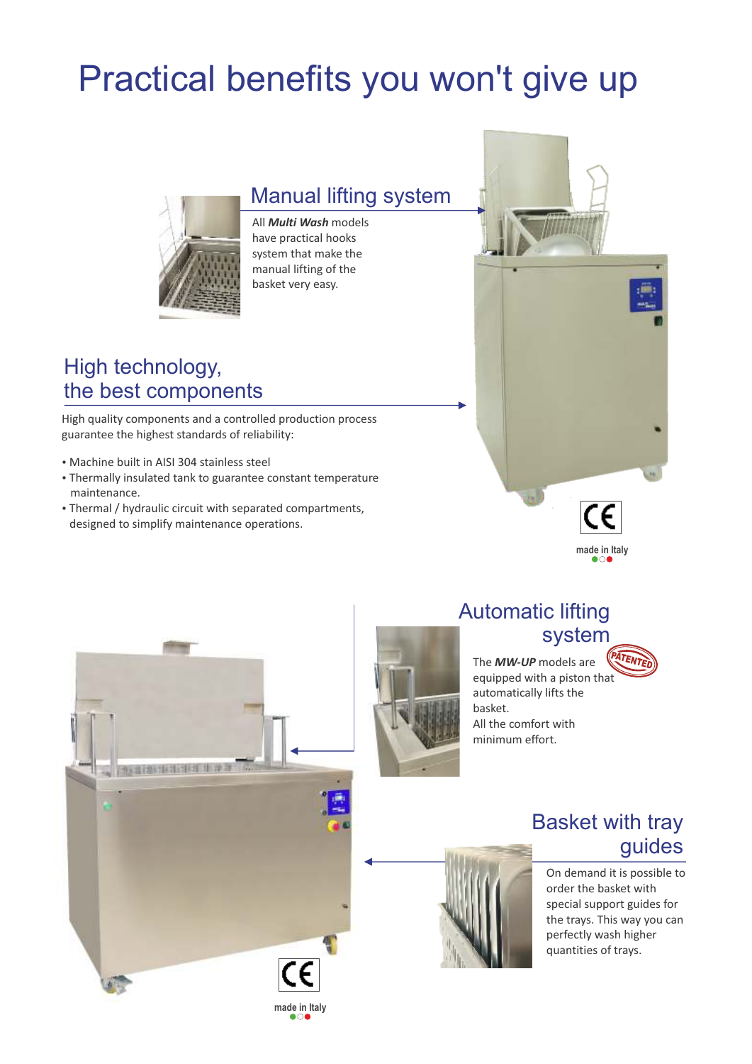# Practical benefits you won't give up

## Manual lifting system

All ***Multi Wash*** models have practical hooks system that make the manual lifting of the basket very easy.

## High technology, the best components

High quality components and a controlled production process guarantee the highest standards of reliability:

- Machine built in AISI 304 stainless steel
- Thermally insulated tank to guarantee constant temperature maintenance.
- Thermal / hydraulic circuit with separated compartments, designed to simplify maintenance operations.

CE

made in Italy

## Automatic lifting system

PATENTED

The ***MW-UP*** models are equipped with a piston that automatically lifts the basket.
All the comfort with minimum effort.

## Basket with tray guides

On demand it is possible to order the basket with special support guides for the trays. This way you can perfectly wash higher quantities of trays.

CE

made in Italy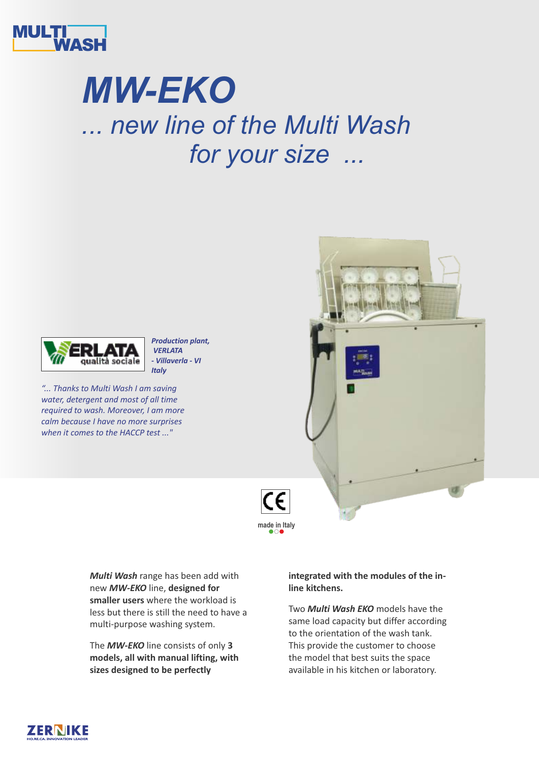MULTI WASH

# MW-EKO

## ... new line of the Multi Wash for your size ...

VERLATA qualità sociale

***Production plant, VERLATA - Villaverla - VI Italy***

*"... Thanks to Multi Wash I am saving water, detergent and most of all time required to wash. Moreover, I am more calm because I have no more surprises when it comes to the HACCP test ..."*

CE

made in Italy

***Multi Wash*** range has been add with new ***MW-EKO*** line, **designed for smaller users** where the workload is less but there is still the need to have a multi-purpose washing system.

The ***MW-EKO*** line consists of only **3 models, all with manual lifting, with sizes designed to be perfectly integrated with the modules of the in-line kitchens.**

Two ***Multi Wash EKO*** models have the same load capacity but differ according to the orientation of the wash tank. This provide the customer to choose the model that best suits the space available in his kitchen or laboratory.

ZERNIKE
HO.RE.CA. INNOVATION LEADER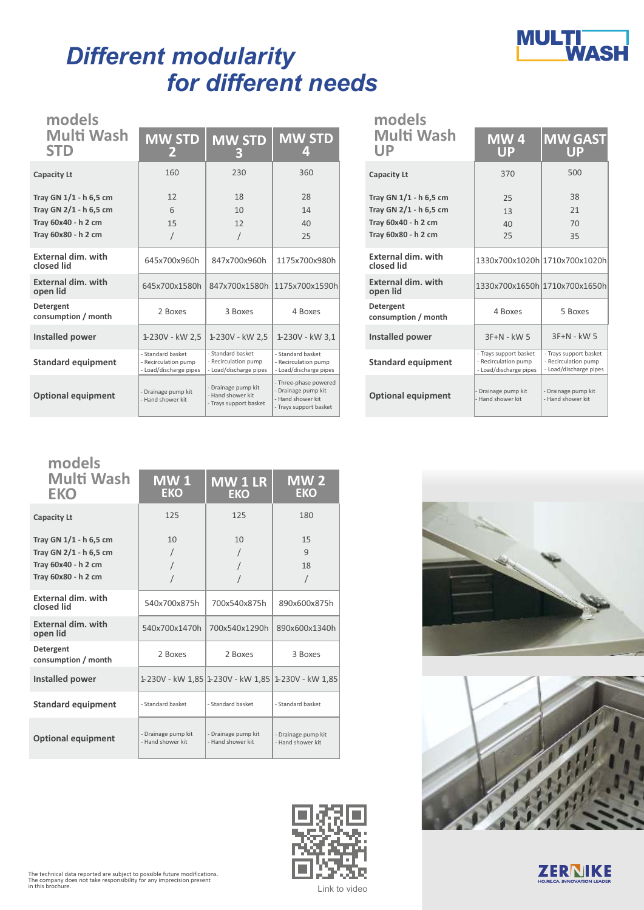# *Different modularity for different needs*

MULTI WASH

| models Multi Wash STD | MW STD 2 | MW STD 3 | MW STD 4 |
|---|---|---|---|
| Capacity Lt | 160 | 230 | 360 |
| Tray GN 1/1 - h 6,5 cm | 12 | 18 | 28 |
| Tray GN 2/1 - h 6,5 cm | 6 | 10 | 14 |
| Tray 60x40 - h 2 cm | 15 | 12 | 40 |
| Tray 60x80 - h 2 cm | / | / | 25 |
| External dim. with closed lid | 645x700x960h | 847x700x960h | 1175x700x980h |
| External dim. with open lid | 645x700x1580h | 847x700x1580h | 1175x700x1590h |
| Detergent consumption / month | 2 Boxes | 3 Boxes | 4 Boxes |
| Installed power | 1-230V - kW 2,5 | 1-230V - kW 2,5 | 1-230V - kW 3,1 |
| Standard equipment | - Standard basket<br>- Recirculation pump<br>- Load/discharge pipes | - Standard basket<br>- Recirculation pump<br>- Load/discharge pipes | - Standard basket<br>- Recirculation pump<br>- Load/discharge pipes |
| Optional equipment | - Drainage pump kit<br>- Hand shower kit | - Drainage pump kit<br>- Hand shower kit<br>- Trays support basket | - Three-phase powered<br>- Drainage pump kit<br>- Hand shower kit<br>- Trays support basket |

| models Multi Wash UP | MW 4 UP | MW GAST UP |
|---|---|---|
| Capacity Lt | 370 | 500 |
| Tray GN 1/1 - h 6,5 cm | 25 | 38 |
| Tray GN 2/1 - h 6,5 cm | 13 | 21 |
| Tray 60x40 - h 2 cm | 40 | 70 |
| Tray 60x80 - h 2 cm | 25 | 35 |
| External dim. with closed lid | 1330x700x1020h | 1710x700x1020h |
| External dim. with open lid | 1330x700x1650h | 1710x700x1650h |
| Detergent consumption / month | 4 Boxes | 5 Boxes |
| Installed power | 3F+N - kW 5 | 3F+N - kW 5 |
| Standard equipment | - Trays support basket<br>- Recirculation pump<br>- Load/discharge pipes | - Trays support basket<br>- Recirculation pump<br>- Load/discharge pipes |
| Optional equipment | - Drainage pump kit<br>- Hand shower kit | - Drainage pump kit<br>- Hand shower kit |

| models Multi Wash EKO | MW 1 EKO | MW 1 LR EKO | MW 2 EKO |
|---|---|---|---|
| Capacity Lt | 125 | 125 | 180 |
| Tray GN 1/1 - h 6,5 cm | 10 | 10 | 15 |
| Tray GN 2/1 - h 6,5 cm | / | / | 9 |
| Tray 60x40 - h 2 cm | / | / | 18 |
| Tray 60x80 - h 2 cm | / | / | / |
| External dim. with closed lid | 540x700x875h | 700x540x875h | 890x600x875h |
| External dim. with open lid | 540x700x1470h | 700x540x1290h | 890x600x1340h |
| Detergent consumption / month | 2 Boxes | 2 Boxes | 3 Boxes |
| Installed power | 1-230V - kW 1,85 | 1-230V - kW 1,85 | 1-230V - kW 1,85 |
| Standard equipment | - Standard basket | - Standard basket | - Standard basket |
| Optional equipment | - Drainage pump kit<br>- Hand shower kit | - Drainage pump kit<br>- Hand shower kit | - Drainage pump kit<br>- Hand shower kit |

Link to video

The technical data reported are subject to possible future modifications. The company does not take responsibility for any imprecision present in this brochure.

ZERNIKE HO.RE.CA. INNOVATION LEADER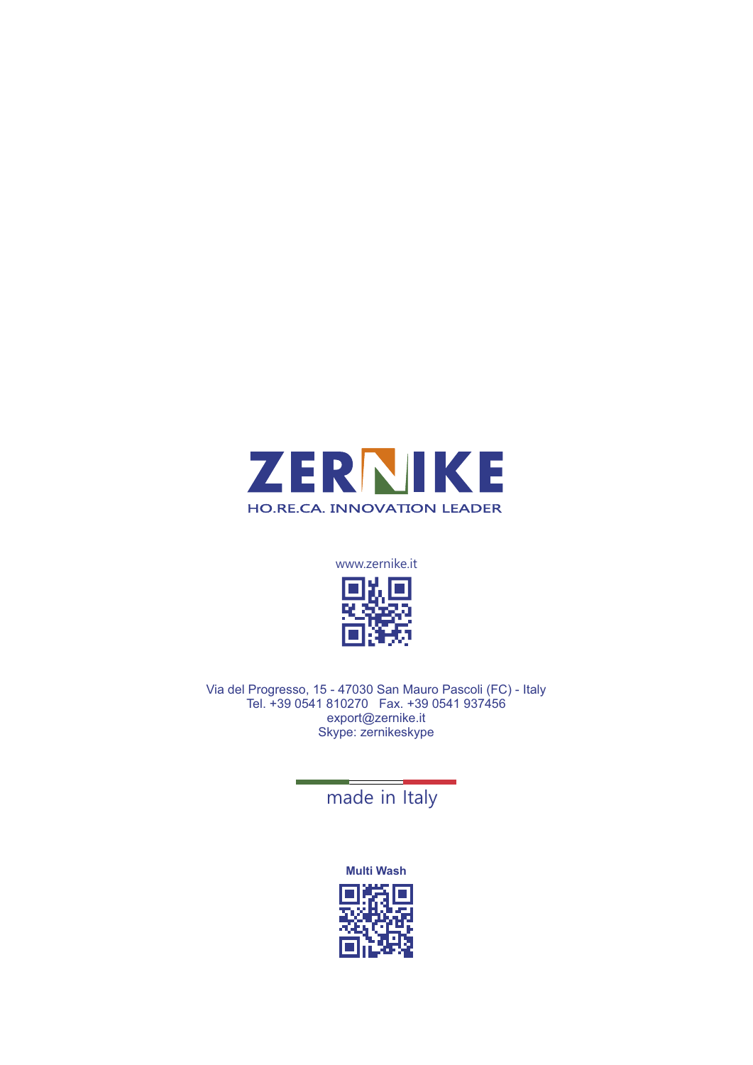ZERNIKE

HO.RE.CA. INNOVATION LEADER

www.zernike.it

Via del Progresso, 15 - 47030 San Mauro Pascoli (FC) - Italy
Tel. +39 0541 810270   Fax. +39 0541 937456
export@zernike.it
Skype: zernikeskype

made in Italy

**Multi Wash**